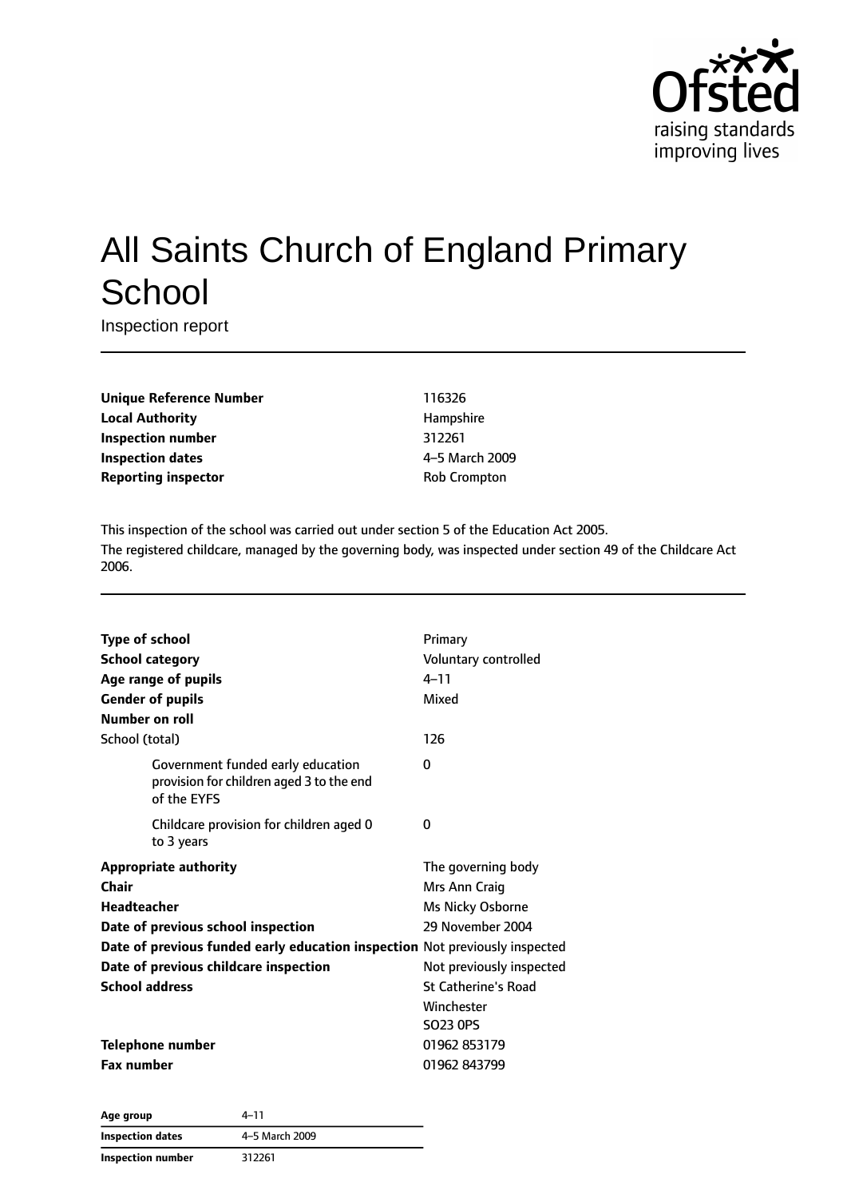# All Saints Church of England Primary School

Inspection report

| | |
|---|---|
| **Unique Reference Number** | 116326 |
| **Local Authority** | Hampshire |
| **Inspection number** | 312261 |
| **Inspection dates** | 4–5 March 2009 |
| **Reporting inspector** | Rob Crompton |

This inspection of the school was carried out under section 5 of the Education Act 2005.

The registered childcare, managed by the governing body, was inspected under section 49 of the Childcare Act 2006.

| | |
|---|---|
| **Type of school** | Primary |
| **School category** | Voluntary controlled |
| **Age range of pupils** | 4–11 |
| **Gender of pupils** | Mixed |
| **Number on roll** | |
| School (total) | 126 |
| Government funded early education provision for children aged 3 to the end of the EYFS | 0 |
| Childcare provision for children aged 0 to 3 years | 0 |
| **Appropriate authority** | The governing body |
| **Chair** | Mrs Ann Craig |
| **Headteacher** | Ms Nicky Osborne |
| **Date of previous school inspection** | 29 November 2004 |
| **Date of previous funded early education inspection** | Not previously inspected |
| **Date of previous childcare inspection** | Not previously inspected |
| **School address** | St Catherine's Road<br>Winchester<br>SO23 0PS |
| **Telephone number** | 01962 853179 |
| **Fax number** | 01962 843799 |

| | |
|---|---|
| **Age group** | 4–11 |
| **Inspection dates** | 4–5 March 2009 |
| **Inspection number** | 312261 |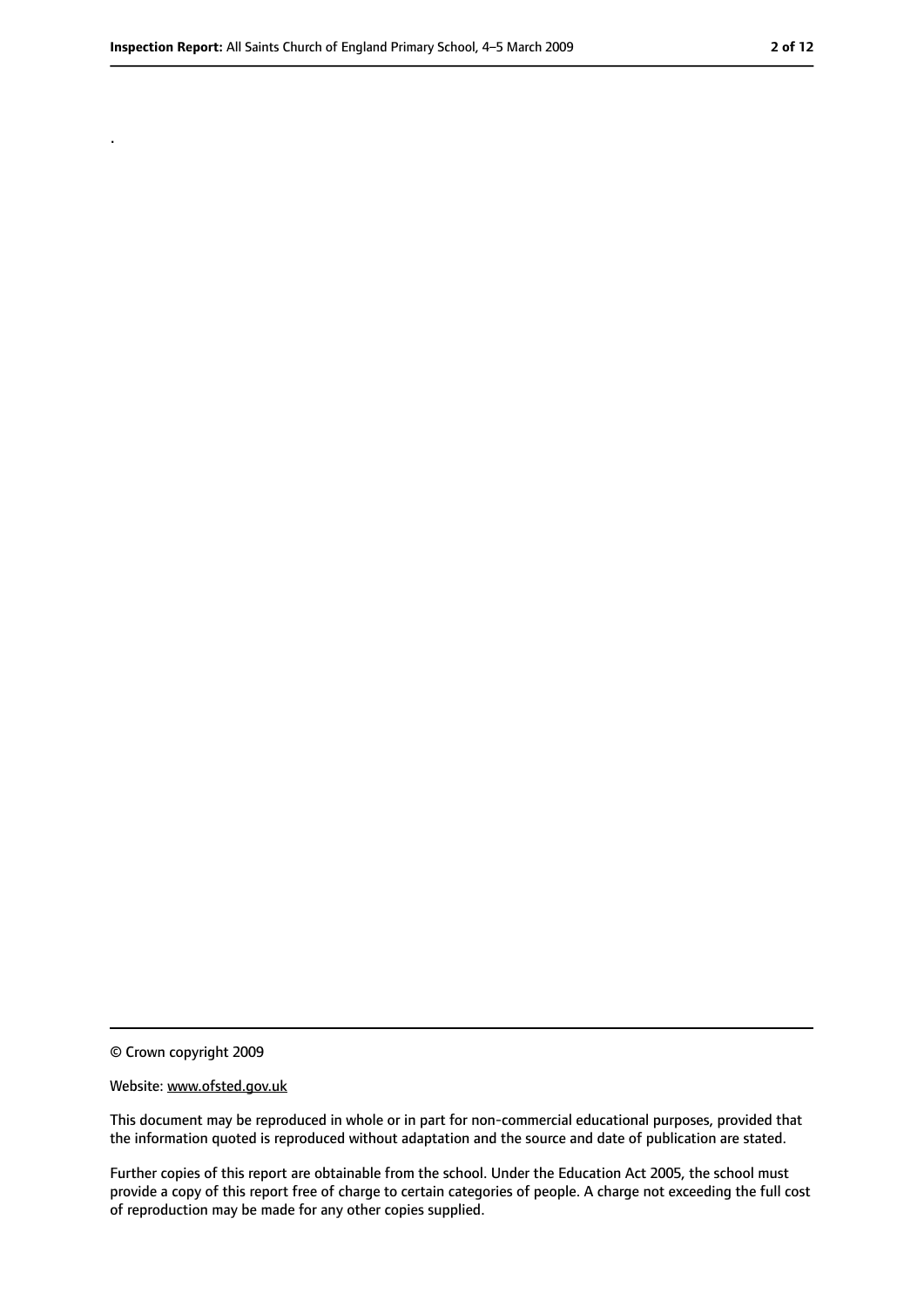.

© Crown copyright 2009

Website: www.ofsted.gov.uk

This document may be reproduced in whole or in part for non-commercial educational purposes, provided that the information quoted is reproduced without adaptation and the source and date of publication are stated.

Further copies of this report are obtainable from the school. Under the Education Act 2005, the school must provide a copy of this report free of charge to certain categories of people. A charge not exceeding the full cost of reproduction may be made for any other copies supplied.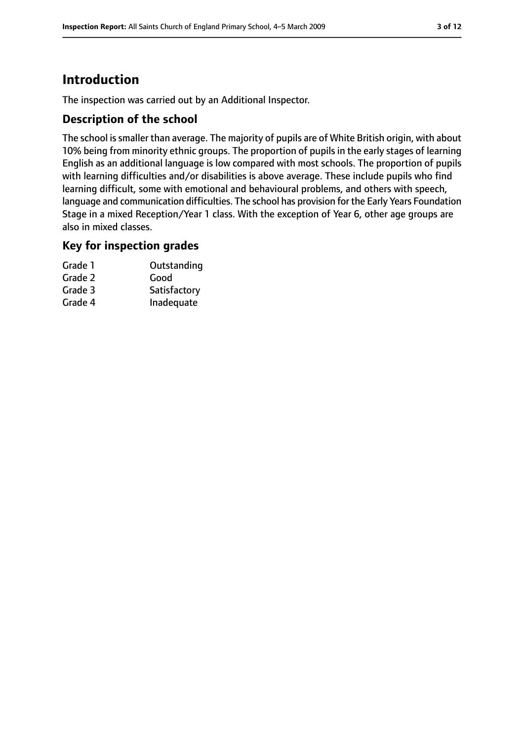# Introduction

The inspection was carried out by an Additional Inspector.

## Description of the school

The school is smaller than average. The majority of pupils are of White British origin, with about 10% being from minority ethnic groups. The proportion of pupils in the early stages of learning English as an additional language is low compared with most schools. The proportion of pupils with learning difficulties and/or disabilities is above average. These include pupils who find learning difficult, some with emotional and behavioural problems, and others with speech, language and communication difficulties. The school has provision for the Early Years Foundation Stage in a mixed Reception/Year 1 class. With the exception of Year 6, other age groups are also in mixed classes.

## Key for inspection grades

| | |
|---|---|
| Grade 1 | Outstanding |
| Grade 2 | Good |
| Grade 3 | Satisfactory |
| Grade 4 | Inadequate |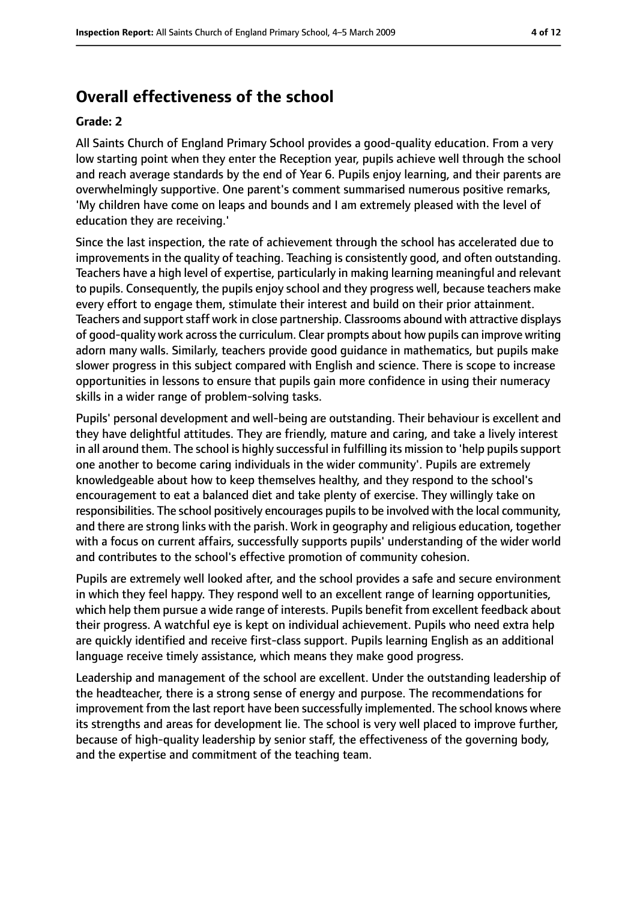## Overall effectiveness of the school

**Grade: 2**

All Saints Church of England Primary School provides a good-quality education. From a very low starting point when they enter the Reception year, pupils achieve well through the school and reach average standards by the end of Year 6. Pupils enjoy learning, and their parents are overwhelmingly supportive. One parent's comment summarised numerous positive remarks, 'My children have come on leaps and bounds and I am extremely pleased with the level of education they are receiving.'

Since the last inspection, the rate of achievement through the school has accelerated due to improvements in the quality of teaching. Teaching is consistently good, and often outstanding. Teachers have a high level of expertise, particularly in making learning meaningful and relevant to pupils. Consequently, the pupils enjoy school and they progress well, because teachers make every effort to engage them, stimulate their interest and build on their prior attainment. Teachers and support staff work in close partnership. Classrooms abound with attractive displays of good-quality work across the curriculum. Clear prompts about how pupils can improve writing adorn many walls. Similarly, teachers provide good guidance in mathematics, but pupils make slower progress in this subject compared with English and science. There is scope to increase opportunities in lessons to ensure that pupils gain more confidence in using their numeracy skills in a wider range of problem-solving tasks.

Pupils' personal development and well-being are outstanding. Their behaviour is excellent and they have delightful attitudes. They are friendly, mature and caring, and take a lively interest in all around them. The school is highly successful in fulfilling its mission to 'help pupils support one another to become caring individuals in the wider community'. Pupils are extremely knowledgeable about how to keep themselves healthy, and they respond to the school's encouragement to eat a balanced diet and take plenty of exercise. They willingly take on responsibilities. The school positively encourages pupils to be involved with the local community, and there are strong links with the parish. Work in geography and religious education, together with a focus on current affairs, successfully supports pupils' understanding of the wider world and contributes to the school's effective promotion of community cohesion.

Pupils are extremely well looked after, and the school provides a safe and secure environment in which they feel happy. They respond well to an excellent range of learning opportunities, which help them pursue a wide range of interests. Pupils benefit from excellent feedback about their progress. A watchful eye is kept on individual achievement. Pupils who need extra help are quickly identified and receive first-class support. Pupils learning English as an additional language receive timely assistance, which means they make good progress.

Leadership and management of the school are excellent. Under the outstanding leadership of the headteacher, there is a strong sense of energy and purpose. The recommendations for improvement from the last report have been successfully implemented. The school knows where its strengths and areas for development lie. The school is very well placed to improve further, because of high-quality leadership by senior staff, the effectiveness of the governing body, and the expertise and commitment of the teaching team.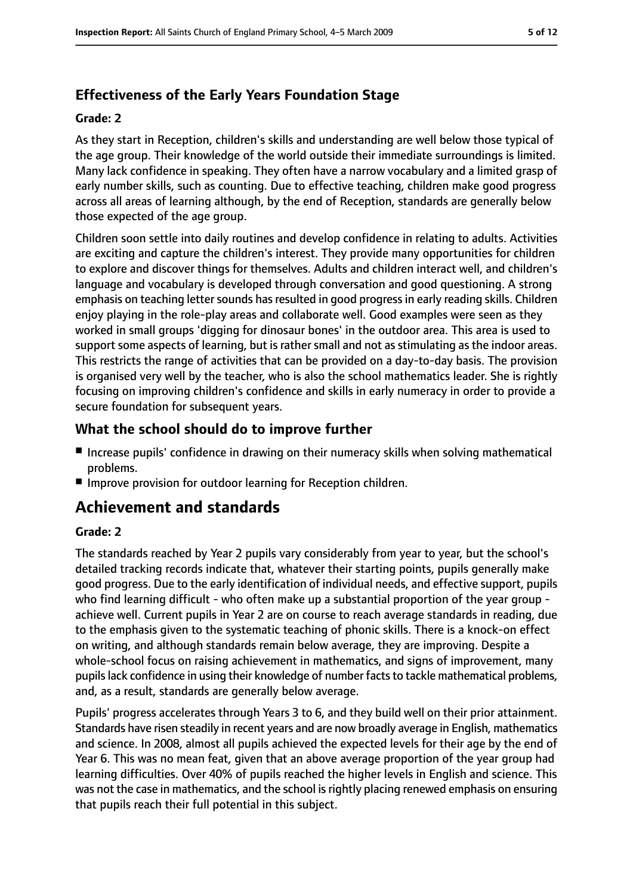### Effectiveness of the Early Years Foundation Stage

**Grade: 2**

As they start in Reception, children's skills and understanding are well below those typical of the age group. Their knowledge of the world outside their immediate surroundings is limited. Many lack confidence in speaking. They often have a narrow vocabulary and a limited grasp of early number skills, such as counting. Due to effective teaching, children make good progress across all areas of learning although, by the end of Reception, standards are generally below those expected of the age group.

Children soon settle into daily routines and develop confidence in relating to adults. Activities are exciting and capture the children's interest. They provide many opportunities for children to explore and discover things for themselves. Adults and children interact well, and children's language and vocabulary is developed through conversation and good questioning. A strong emphasis on teaching letter sounds has resulted in good progress in early reading skills. Children enjoy playing in the role-play areas and collaborate well. Good examples were seen as they worked in small groups 'digging for dinosaur bones' in the outdoor area. This area is used to support some aspects of learning, but is rather small and not as stimulating as the indoor areas. This restricts the range of activities that can be provided on a day-to-day basis. The provision is organised very well by the teacher, who is also the school mathematics leader. She is rightly focusing on improving children's confidence and skills in early numeracy in order to provide a secure foundation for subsequent years.

### What the school should do to improve further

- Increase pupils' confidence in drawing on their numeracy skills when solving mathematical problems.
- Improve provision for outdoor learning for Reception children.

## Achievement and standards

**Grade: 2**

The standards reached by Year 2 pupils vary considerably from year to year, but the school's detailed tracking records indicate that, whatever their starting points, pupils generally make good progress. Due to the early identification of individual needs, and effective support, pupils who find learning difficult - who often make up a substantial proportion of the year group - achieve well. Current pupils in Year 2 are on course to reach average standards in reading, due to the emphasis given to the systematic teaching of phonic skills. There is a knock-on effect on writing, and although standards remain below average, they are improving. Despite a whole-school focus on raising achievement in mathematics, and signs of improvement, many pupils lack confidence in using their knowledge of number facts to tackle mathematical problems, and, as a result, standards are generally below average.

Pupils' progress accelerates through Years 3 to 6, and they build well on their prior attainment. Standards have risen steadily in recent years and are now broadly average in English, mathematics and science. In 2008, almost all pupils achieved the expected levels for their age by the end of Year 6. This was no mean feat, given that an above average proportion of the year group had learning difficulties. Over 40% of pupils reached the higher levels in English and science. This was not the case in mathematics, and the school is rightly placing renewed emphasis on ensuring that pupils reach their full potential in this subject.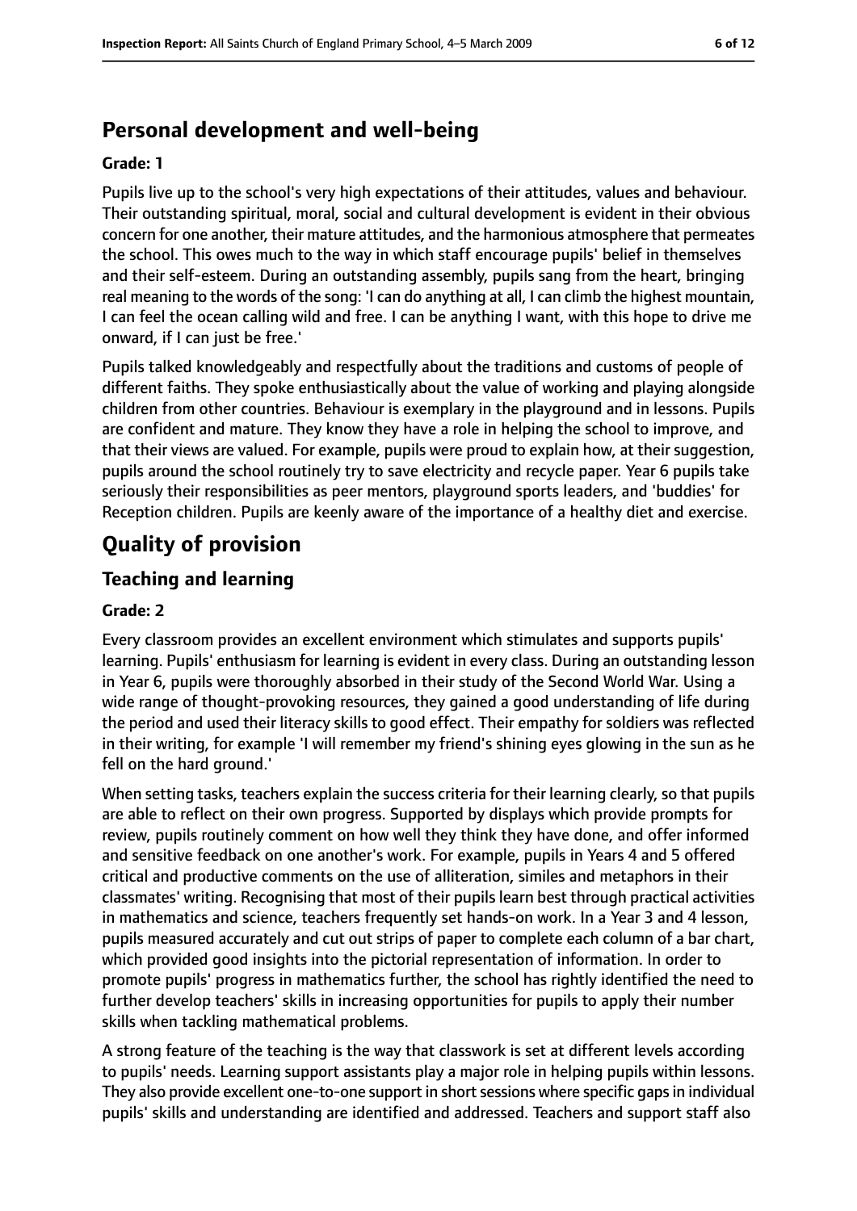## Personal development and well-being

**Grade: 1**

Pupils live up to the school's very high expectations of their attitudes, values and behaviour. Their outstanding spiritual, moral, social and cultural development is evident in their obvious concern for one another, their mature attitudes, and the harmonious atmosphere that permeates the school. This owes much to the way in which staff encourage pupils' belief in themselves and their self-esteem. During an outstanding assembly, pupils sang from the heart, bringing real meaning to the words of the song: 'I can do anything at all, I can climb the highest mountain, I can feel the ocean calling wild and free. I can be anything I want, with this hope to drive me onward, if I can just be free.'

Pupils talked knowledgeably and respectfully about the traditions and customs of people of different faiths. They spoke enthusiastically about the value of working and playing alongside children from other countries. Behaviour is exemplary in the playground and in lessons. Pupils are confident and mature. They know they have a role in helping the school to improve, and that their views are valued. For example, pupils were proud to explain how, at their suggestion, pupils around the school routinely try to save electricity and recycle paper. Year 6 pupils take seriously their responsibilities as peer mentors, playground sports leaders, and 'buddies' for Reception children. Pupils are keenly aware of the importance of a healthy diet and exercise.

# Quality of provision

## Teaching and learning

**Grade: 2**

Every classroom provides an excellent environment which stimulates and supports pupils' learning. Pupils' enthusiasm for learning is evident in every class. During an outstanding lesson in Year 6, pupils were thoroughly absorbed in their study of the Second World War. Using a wide range of thought-provoking resources, they gained a good understanding of life during the period and used their literacy skills to good effect. Their empathy for soldiers was reflected in their writing, for example 'I will remember my friend's shining eyes glowing in the sun as he fell on the hard ground.'

When setting tasks, teachers explain the success criteria for their learning clearly, so that pupils are able to reflect on their own progress. Supported by displays which provide prompts for review, pupils routinely comment on how well they think they have done, and offer informed and sensitive feedback on one another's work. For example, pupils in Years 4 and 5 offered critical and productive comments on the use of alliteration, similes and metaphors in their classmates' writing. Recognising that most of their pupils learn best through practical activities in mathematics and science, teachers frequently set hands-on work. In a Year 3 and 4 lesson, pupils measured accurately and cut out strips of paper to complete each column of a bar chart, which provided good insights into the pictorial representation of information. In order to promote pupils' progress in mathematics further, the school has rightly identified the need to further develop teachers' skills in increasing opportunities for pupils to apply their number skills when tackling mathematical problems.

A strong feature of the teaching is the way that classwork is set at different levels according to pupils' needs. Learning support assistants play a major role in helping pupils within lessons. They also provide excellent one-to-one support in short sessions where specific gaps in individual pupils' skills and understanding are identified and addressed. Teachers and support staff also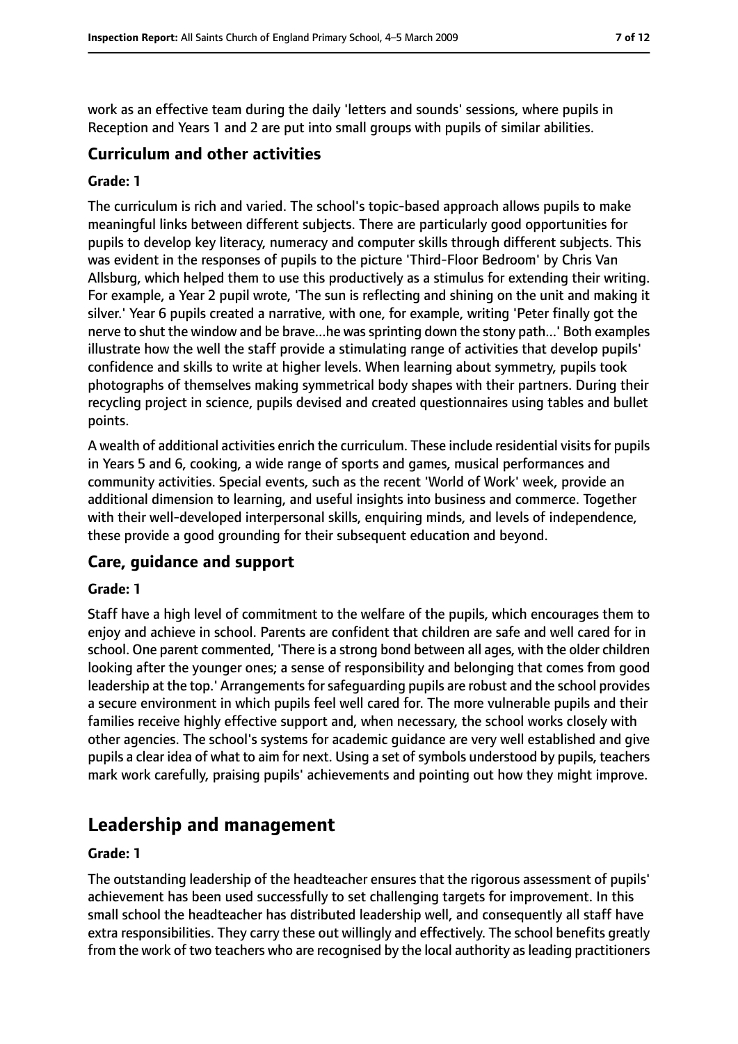work as an effective team during the daily 'letters and sounds' sessions, where pupils in Reception and Years 1 and 2 are put into small groups with pupils of similar abilities.

### Curriculum and other activities

**Grade: 1**

The curriculum is rich and varied. The school's topic-based approach allows pupils to make meaningful links between different subjects. There are particularly good opportunities for pupils to develop key literacy, numeracy and computer skills through different subjects. This was evident in the responses of pupils to the picture 'Third-Floor Bedroom' by Chris Van Allsburg, which helped them to use this productively as a stimulus for extending their writing. For example, a Year 2 pupil wrote, 'The sun is reflecting and shining on the unit and making it silver.' Year 6 pupils created a narrative, with one, for example, writing 'Peter finally got the nerve to shut the window and be brave...he was sprinting down the stony path...' Both examples illustrate how the well the staff provide a stimulating range of activities that develop pupils' confidence and skills to write at higher levels. When learning about symmetry, pupils took photographs of themselves making symmetrical body shapes with their partners. During their recycling project in science, pupils devised and created questionnaires using tables and bullet points.

A wealth of additional activities enrich the curriculum. These include residential visits for pupils in Years 5 and 6, cooking, a wide range of sports and games, musical performances and community activities. Special events, such as the recent 'World of Work' week, provide an additional dimension to learning, and useful insights into business and commerce. Together with their well-developed interpersonal skills, enquiring minds, and levels of independence, these provide a good grounding for their subsequent education and beyond.

### Care, guidance and support

**Grade: 1**

Staff have a high level of commitment to the welfare of the pupils, which encourages them to enjoy and achieve in school. Parents are confident that children are safe and well cared for in school. One parent commented, 'There is a strong bond between all ages, with the older children looking after the younger ones; a sense of responsibility and belonging that comes from good leadership at the top.' Arrangements for safeguarding pupils are robust and the school provides a secure environment in which pupils feel well cared for. The more vulnerable pupils and their families receive highly effective support and, when necessary, the school works closely with other agencies. The school's systems for academic guidance are very well established and give pupils a clear idea of what to aim for next. Using a set of symbols understood by pupils, teachers mark work carefully, praising pupils' achievements and pointing out how they might improve.

## Leadership and management

**Grade: 1**

The outstanding leadership of the headteacher ensures that the rigorous assessment of pupils' achievement has been used successfully to set challenging targets for improvement. In this small school the headteacher has distributed leadership well, and consequently all staff have extra responsibilities. They carry these out willingly and effectively. The school benefits greatly from the work of two teachers who are recognised by the local authority as leading practitioners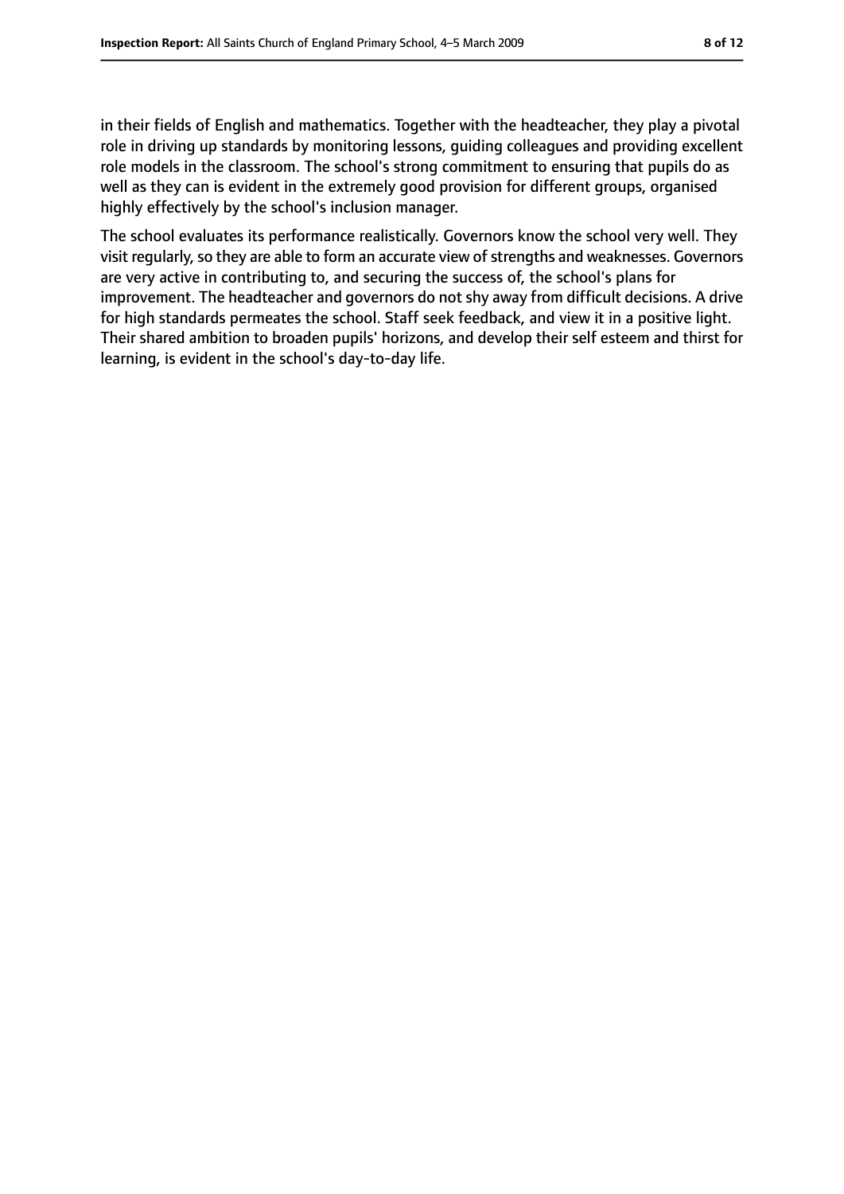in their fields of English and mathematics. Together with the headteacher, they play a pivotal role in driving up standards by monitoring lessons, guiding colleagues and providing excellent role models in the classroom. The school's strong commitment to ensuring that pupils do as well as they can is evident in the extremely good provision for different groups, organised highly effectively by the school's inclusion manager.

The school evaluates its performance realistically. Governors know the school very well. They visit regularly, so they are able to form an accurate view of strengths and weaknesses. Governors are very active in contributing to, and securing the success of, the school's plans for improvement. The headteacher and governors do not shy away from difficult decisions. A drive for high standards permeates the school. Staff seek feedback, and view it in a positive light. Their shared ambition to broaden pupils' horizons, and develop their self esteem and thirst for learning, is evident in the school's day-to-day life.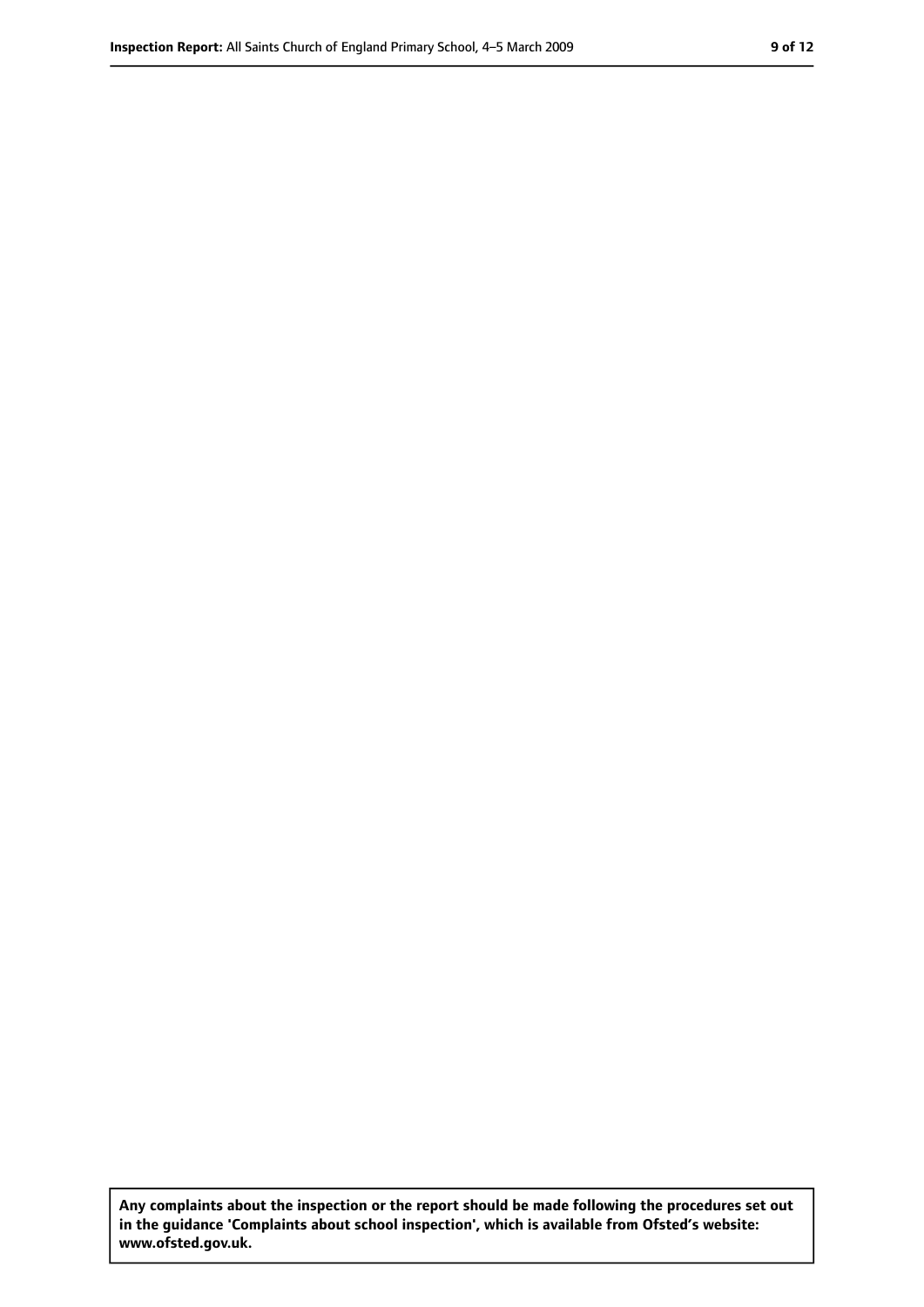**Any complaints about the inspection or the report should be made following the procedures set out in the guidance 'Complaints about school inspection', which is available from Ofsted's website: www.ofsted.gov.uk.**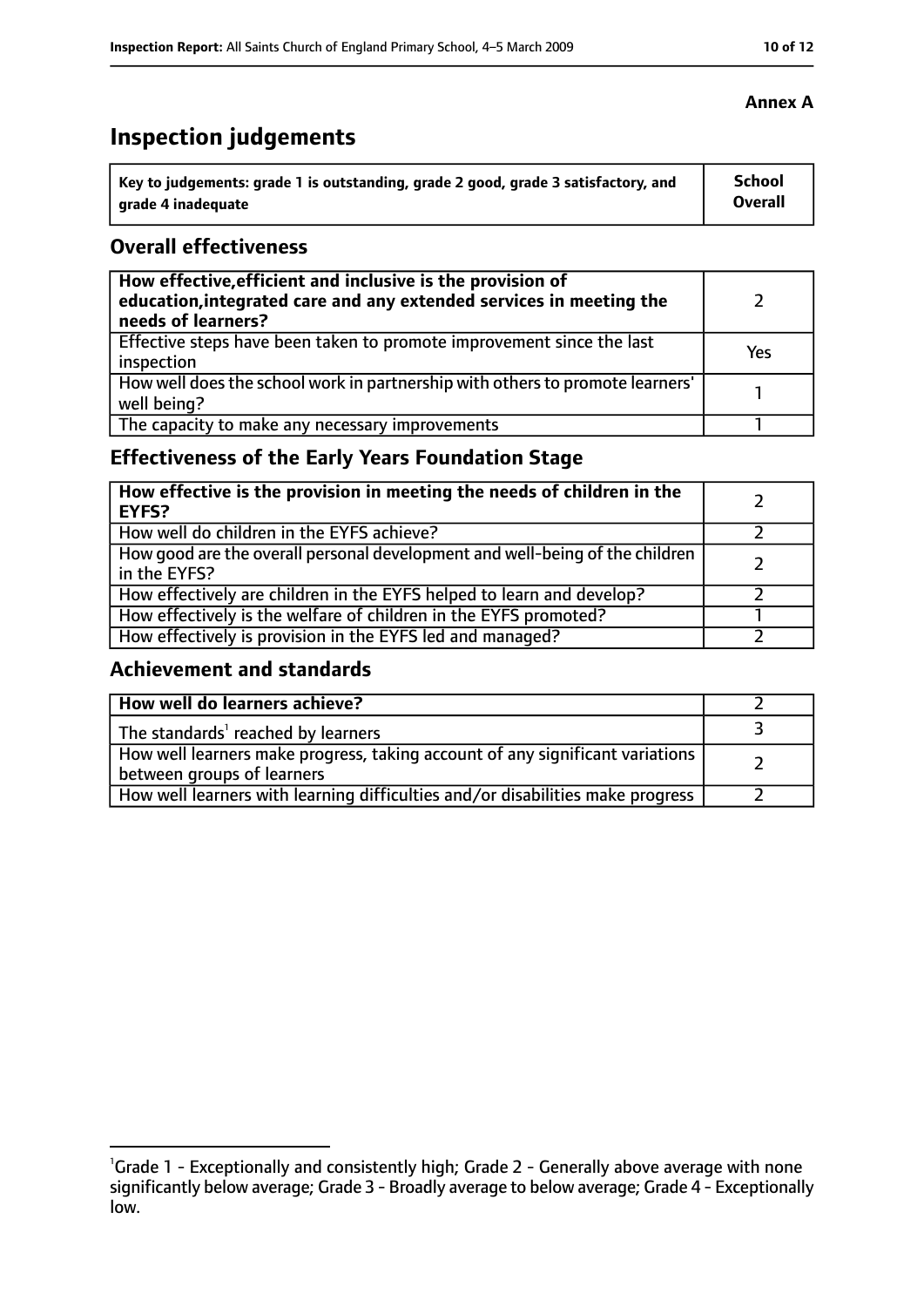**Annex A**

# Inspection judgements

| Key to judgements: grade 1 is outstanding, grade 2 good, grade 3 satisfactory, and grade 4 inadequate | School Overall |
| --- | --- |

## Overall effectiveness

| | |
| --- | --- |
| **How effective, efficient and inclusive is the provision of education, integrated care and any extended services in meeting the needs of learners?** | 2 |
| Effective steps have been taken to promote improvement since the last inspection | Yes |
| How well does the school work in partnership with others to promote learners' well being? | 1 |
| The capacity to make any necessary improvements | 1 |

## Effectiveness of the Early Years Foundation Stage

| | |
| --- | --- |
| **How effective is the provision in meeting the needs of children in the EYFS?** | 2 |
| How well do children in the EYFS achieve? | 2 |
| How good are the overall personal development and well-being of the children in the EYFS? | 2 |
| How effectively are children in the EYFS helped to learn and develop? | 2 |
| How effectively is the welfare of children in the EYFS promoted? | 1 |
| How effectively is provision in the EYFS led and managed? | 2 |

## Achievement and standards

| | |
| --- | --- |
| **How well do learners achieve?** | 2 |
| The standards[1] reached by learners | 3 |
| How well learners make progress, taking account of any significant variations between groups of learners | 2 |
| How well learners with learning difficulties and/or disabilities make progress | 2 |

[1]Grade 1 - Exceptionally and consistently high; Grade 2 - Generally above average with none significantly below average; Grade 3 - Broadly average to below average; Grade 4 - Exceptionally low.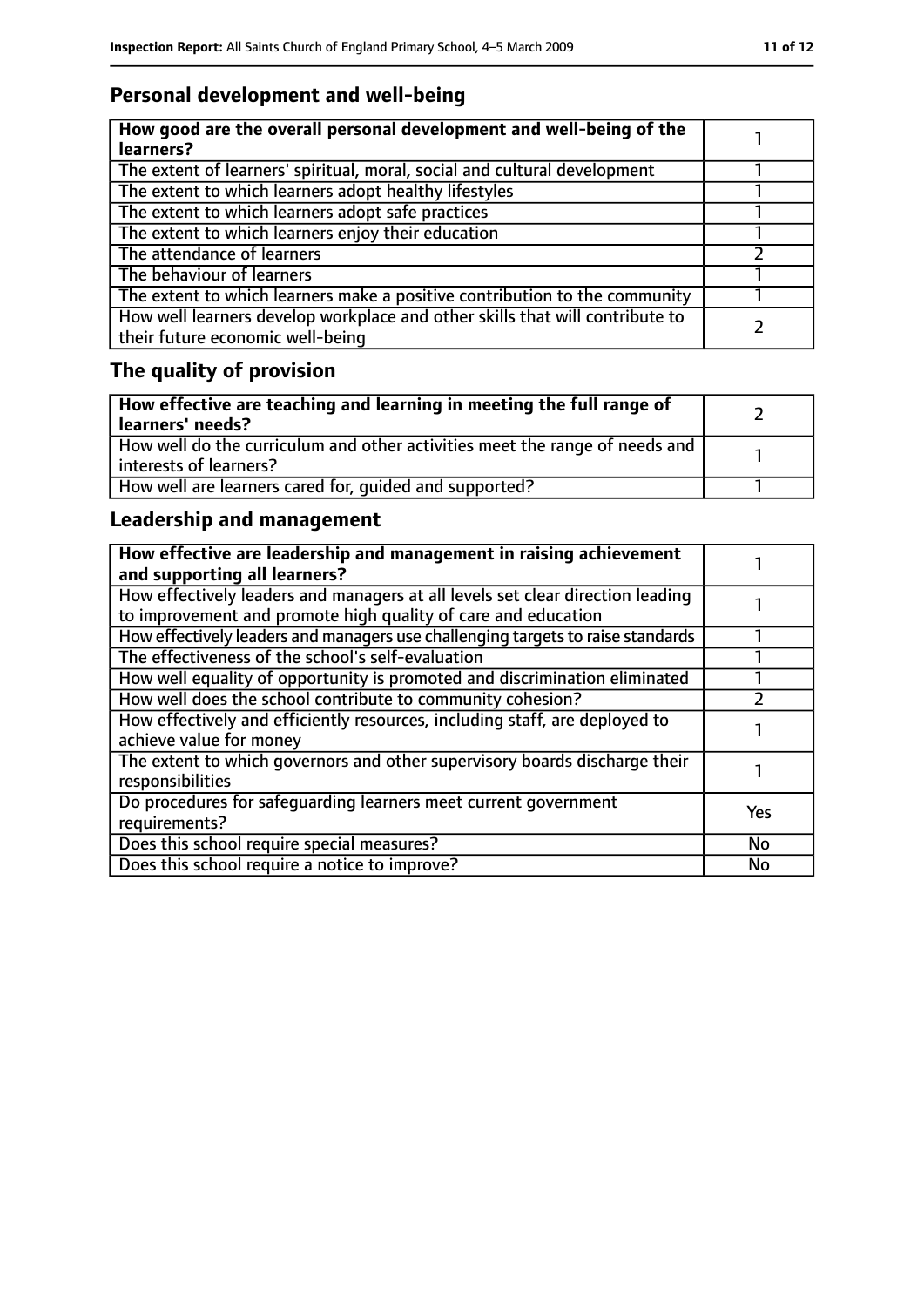## Personal development and well-being

| How good are the overall personal development and well-being of the learners? | 1 |
|---|---|
| The extent of learners' spiritual, moral, social and cultural development | 1 |
| The extent to which learners adopt healthy lifestyles | 1 |
| The extent to which learners adopt safe practices | 1 |
| The extent to which learners enjoy their education | 1 |
| The attendance of learners | 2 |
| The behaviour of learners | 1 |
| The extent to which learners make a positive contribution to the community | 1 |
| How well learners develop workplace and other skills that will contribute to their future economic well-being | 2 |

## The quality of provision

| How effective are teaching and learning in meeting the full range of learners' needs? | 2 |
|---|---|
| How well do the curriculum and other activities meet the range of needs and interests of learners? | 1 |
| How well are learners cared for, guided and supported? | 1 |

## Leadership and management

| How effective are leadership and management in raising achievement and supporting all learners? | 1 |
|---|---|
| How effectively leaders and managers at all levels set clear direction leading to improvement and promote high quality of care and education | 1 |
| How effectively leaders and managers use challenging targets to raise standards | 1 |
| The effectiveness of the school's self-evaluation | 1 |
| How well equality of opportunity is promoted and discrimination eliminated | 1 |
| How well does the school contribute to community cohesion? | 2 |
| How effectively and efficiently resources, including staff, are deployed to achieve value for money | 1 |
| The extent to which governors and other supervisory boards discharge their responsibilities | 1 |
| Do procedures for safeguarding learners meet current government requirements? | Yes |
| Does this school require special measures? | No |
| Does this school require a notice to improve? | No |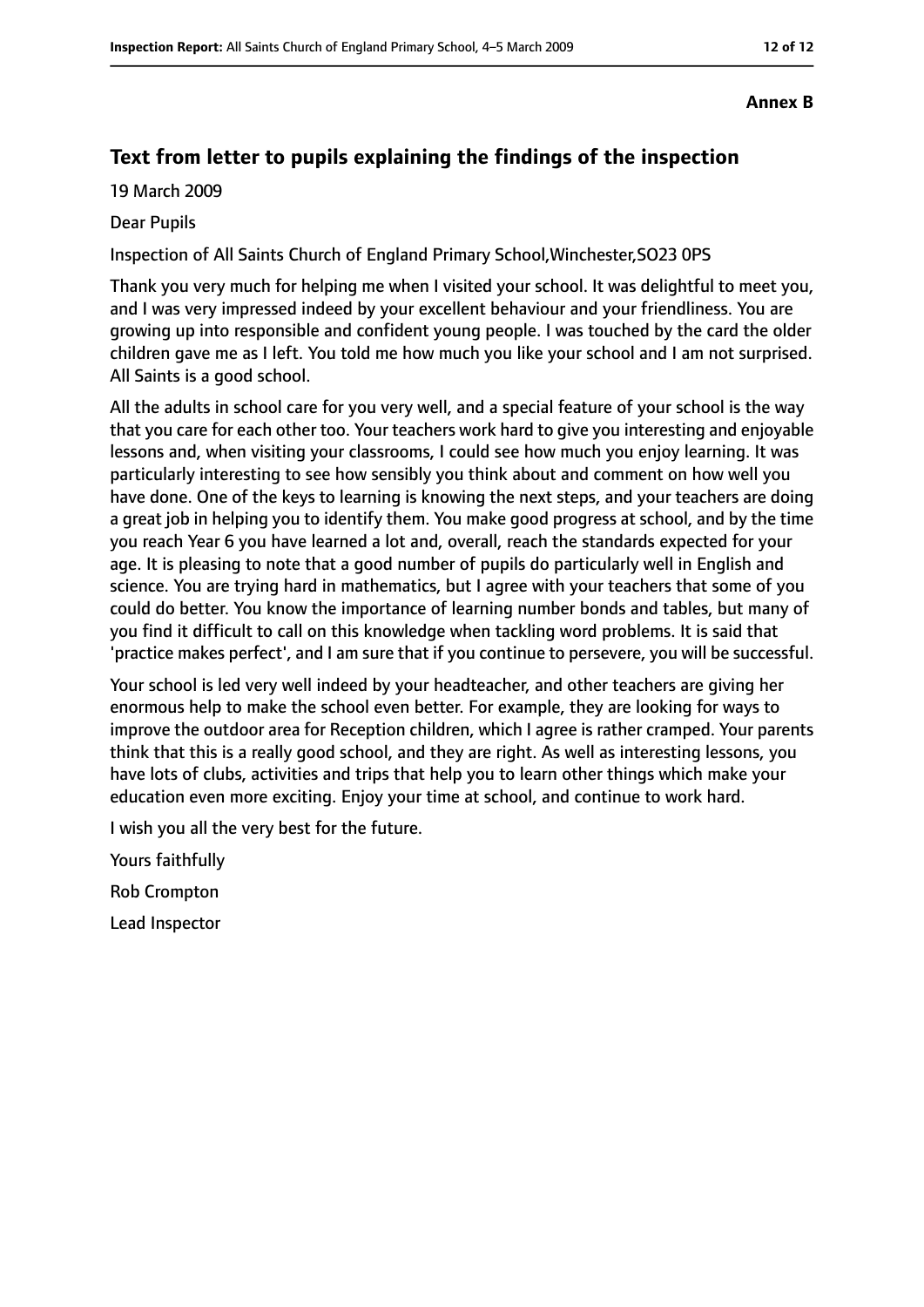**Annex B**

## Text from letter to pupils explaining the findings of the inspection

19 March 2009

Dear Pupils

Inspection of All Saints Church of England Primary School,Winchester,SO23 0PS

Thank you very much for helping me when I visited your school. It was delightful to meet you, and I was very impressed indeed by your excellent behaviour and your friendliness. You are growing up into responsible and confident young people. I was touched by the card the older children gave me as I left. You told me how much you like your school and I am not surprised. All Saints is a good school.

All the adults in school care for you very well, and a special feature of your school is the way that you care for each other too. Your teachers work hard to give you interesting and enjoyable lessons and, when visiting your classrooms, I could see how much you enjoy learning. It was particularly interesting to see how sensibly you think about and comment on how well you have done. One of the keys to learning is knowing the next steps, and your teachers are doing a great job in helping you to identify them. You make good progress at school, and by the time you reach Year 6 you have learned a lot and, overall, reach the standards expected for your age. It is pleasing to note that a good number of pupils do particularly well in English and science. You are trying hard in mathematics, but I agree with your teachers that some of you could do better. You know the importance of learning number bonds and tables, but many of you find it difficult to call on this knowledge when tackling word problems. It is said that 'practice makes perfect', and I am sure that if you continue to persevere, you will be successful.

Your school is led very well indeed by your headteacher, and other teachers are giving her enormous help to make the school even better. For example, they are looking for ways to improve the outdoor area for Reception children, which I agree is rather cramped. Your parents think that this is a really good school, and they are right. As well as interesting lessons, you have lots of clubs, activities and trips that help you to learn other things which make your education even more exciting. Enjoy your time at school, and continue to work hard.

I wish you all the very best for the future.

Yours faithfully

Rob Crompton

Lead Inspector